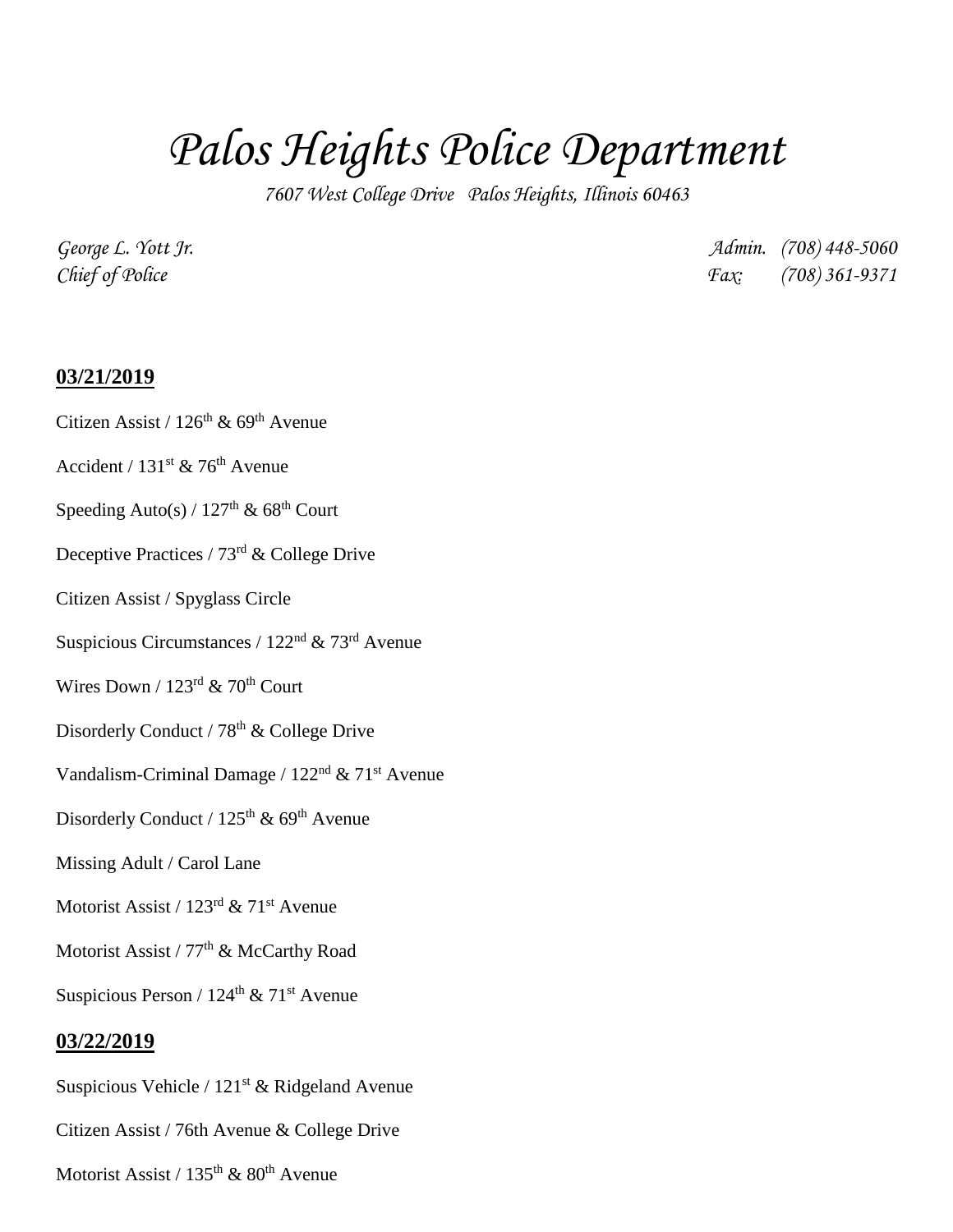# *Palos Heights Police Department*

*7607 West College Drive Palos Heights, Illinois 60463*

*George L. Yott Jr.*
*Chief of Police*

*Admin. (708) 448-5060*
*Fax: (708) 361-9371*

**03/21/2019**

Citizen Assist / 126th & 69th Avenue

Accident / 131st & 76th Avenue

Speeding Auto(s) / 127th & 68th Court

Deceptive Practices / 73rd & College Drive

Citizen Assist / Spyglass Circle

Suspicious Circumstances / 122nd & 73rd Avenue

Wires Down / 123rd & 70th Court

Disorderly Conduct / 78th & College Drive

Vandalism-Criminal Damage / 122nd & 71st Avenue

Disorderly Conduct / 125th & 69th Avenue

Missing Adult / Carol Lane

Motorist Assist / 123rd & 71st Avenue

Motorist Assist / 77th & McCarthy Road

Suspicious Person / 124th & 71st Avenue

**03/22/2019**

Suspicious Vehicle / 121st & Ridgeland Avenue

Citizen Assist / 76th Avenue & College Drive

Motorist Assist / 135th & 80th Avenue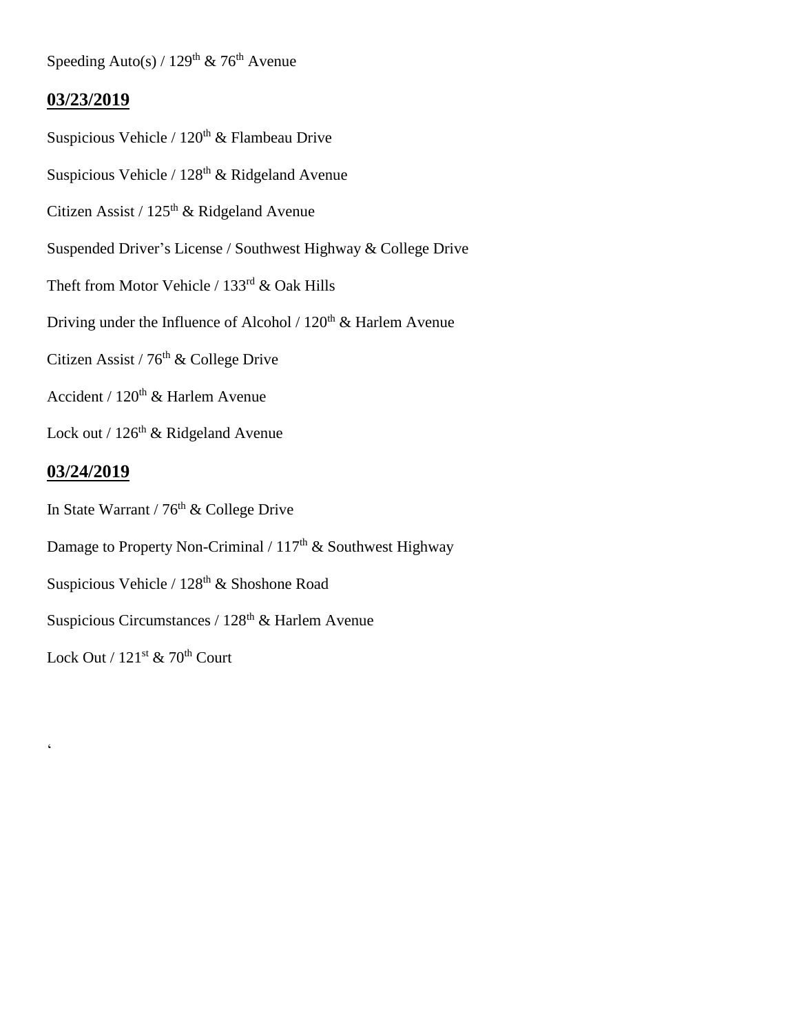Speeding Auto(s) / 129th & 76th Avenue

**03/23/2019**

Suspicious Vehicle / 120th & Flambeau Drive

Suspicious Vehicle / 128th & Ridgeland Avenue

Citizen Assist / 125th & Ridgeland Avenue

Suspended Driver's License / Southwest Highway & College Drive

Theft from Motor Vehicle / 133rd & Oak Hills

Driving under the Influence of Alcohol / 120th & Harlem Avenue

Citizen Assist / 76th & College Drive

Accident / 120th & Harlem Avenue

Lock out / 126th & Ridgeland Avenue

**03/24/2019**

In State Warrant / 76th & College Drive

Damage to Property Non-Criminal / 117th & Southwest Highway

Suspicious Vehicle / 128th & Shoshone Road

Suspicious Circumstances / 128th & Harlem Avenue

Lock Out / 121st & 70th Court

‘